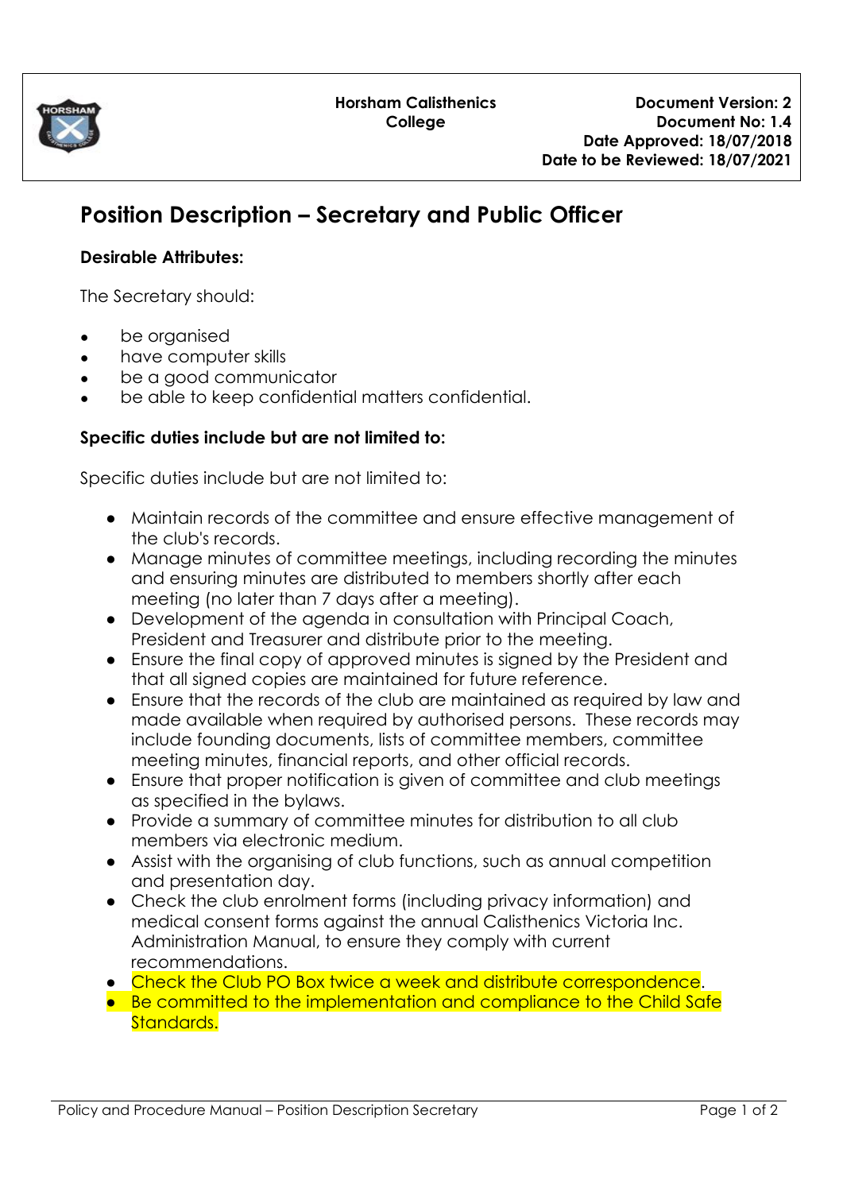| | Horsham Calisthenics College | Document Version: 2<br>Document No: 1.4<br>Date Approved: 18/07/2018<br>Date to be Reviewed: 18/07/2021 |
|---|---|---|

# Position Description – Secretary and Public Officer

**Desirable Attributes:**

The Secretary should:

- be organised
- have computer skills
- be a good communicator
- be able to keep confidential matters confidential.

**Specific duties include but are not limited to:**

Specific duties include but are not limited to:

- Maintain records of the committee and ensure effective management of the club's records.
- Manage minutes of committee meetings, including recording the minutes and ensuring minutes are distributed to members shortly after each meeting (no later than 7 days after a meeting).
- Development of the agenda in consultation with Principal Coach, President and Treasurer and distribute prior to the meeting.
- Ensure the final copy of approved minutes is signed by the President and that all signed copies are maintained for future reference.
- Ensure that the records of the club are maintained as required by law and made available when required by authorised persons. These records may include founding documents, lists of committee members, committee meeting minutes, financial reports, and other official records.
- Ensure that proper notification is given of committee and club meetings as specified in the bylaws.
- Provide a summary of committee minutes for distribution to all club members via electronic medium.
- Assist with the organising of club functions, such as annual competition and presentation day.
- Check the club enrolment forms (including privacy information) and medical consent forms against the annual Calisthenics Victoria Inc. Administration Manual, to ensure they comply with current recommendations.
- Check the Club PO Box twice a week and distribute correspondence.
- Be committed to the implementation and compliance to the Child Safe Standards.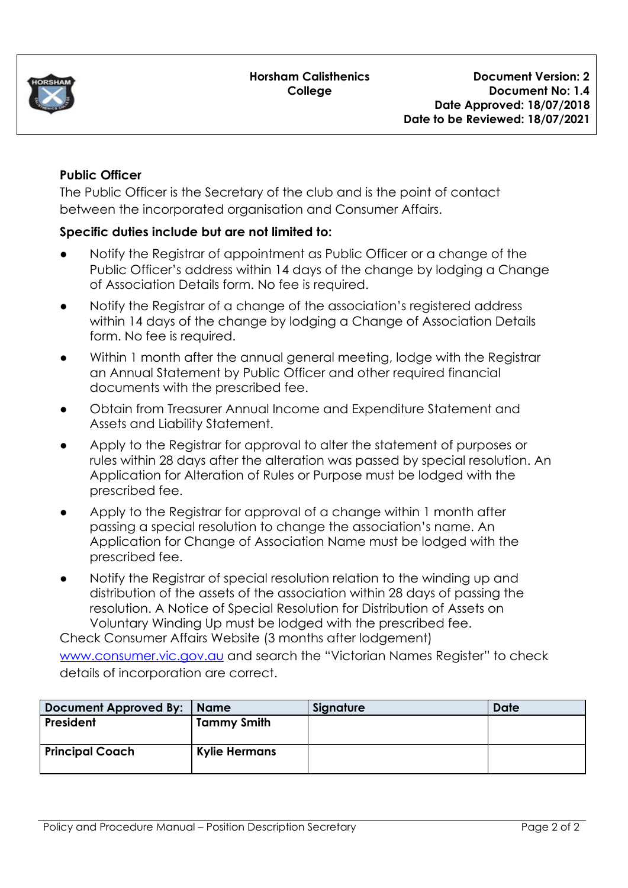**Public Officer**

The Public Officer is the Secretary of the club and is the point of contact between the incorporated organisation and Consumer Affairs.

**Specific duties include but are not limited to:**

- Notify the Registrar of appointment as Public Officer or a change of the Public Officer's address within 14 days of the change by lodging a Change of Association Details form. No fee is required.
- Notify the Registrar of a change of the association's registered address within 14 days of the change by lodging a Change of Association Details form. No fee is required.
- Within 1 month after the annual general meeting, lodge with the Registrar an Annual Statement by Public Officer and other required financial documents with the prescribed fee.
- Obtain from Treasurer Annual Income and Expenditure Statement and Assets and Liability Statement.
- Apply to the Registrar for approval to alter the statement of purposes or rules within 28 days after the alteration was passed by special resolution. An Application for Alteration of Rules or Purpose must be lodged with the prescribed fee.
- Apply to the Registrar for approval of a change within 1 month after passing a special resolution to change the association's name. An Application for Change of Association Name must be lodged with the prescribed fee.
- Notify the Registrar of special resolution relation to the winding up and distribution of the assets of the association within 28 days of passing the resolution. A Notice of Special Resolution for Distribution of Assets on Voluntary Winding Up must be lodged with the prescribed fee.

Check Consumer Affairs Website (3 months after lodgement) www.consumer.vic.gov.au and search the "Victorian Names Register" to check details of incorporation are correct.

| Document Approved By: | Name | Signature | Date |
| --- | --- | --- | --- |
| President | Tammy Smith | | |
| Principal Coach | Kylie Hermans | | |